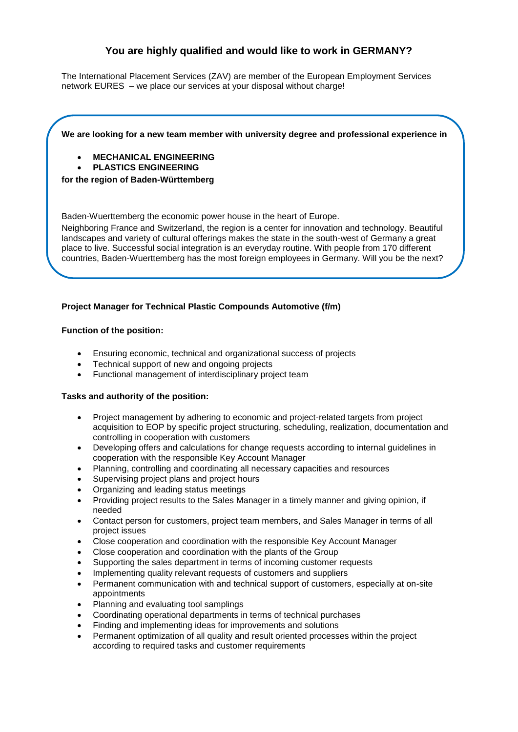# You are highly qualified and would like to work in GERMANY?

The International Placement Services (ZAV) are member of the European Employment Services network EURES – we place our services at your disposal without charge!

**We are looking for a new team member with university degree and professional experience in**

- **MECHANICAL ENGINEERING**
- **PLASTICS ENGINEERING**

**for the region of Baden-Württemberg**

Baden-Wuerttemberg the economic power house in the heart of Europe.

Neighboring France and Switzerland, the region is a center for innovation and technology. Beautiful landscapes and variety of cultural offerings makes the state in the south-west of Germany a great place to live. Successful social integration is an everyday routine. With people from 170 different countries, Baden-Wuerttemberg has the most foreign employees in Germany. Will you be the next?

**Project Manager for Technical Plastic Compounds Automotive (f/m)**

**Function of the position:**

- Ensuring economic, technical and organizational success of projects
- Technical support of new and ongoing projects
- Functional management of interdisciplinary project team

**Tasks and authority of the position:**

- Project management by adhering to economic and project-related targets from project acquisition to EOP by specific project structuring, scheduling, realization, documentation and controlling in cooperation with customers
- Developing offers and calculations for change requests according to internal guidelines in cooperation with the responsible Key Account Manager
- Planning, controlling and coordinating all necessary capacities and resources
- Supervising project plans and project hours
- Organizing and leading status meetings
- Providing project results to the Sales Manager in a timely manner and giving opinion, if needed
- Contact person for customers, project team members, and Sales Manager in terms of all project issues
- Close cooperation and coordination with the responsible Key Account Manager
- Close cooperation and coordination with the plants of the Group
- Supporting the sales department in terms of incoming customer requests
- Implementing quality relevant requests of customers and suppliers
- Permanent communication with and technical support of customers, especially at on-site appointments
- Planning and evaluating tool samplings
- Coordinating operational departments in terms of technical purchases
- Finding and implementing ideas for improvements and solutions
- Permanent optimization of all quality and result oriented processes within the project according to required tasks and customer requirements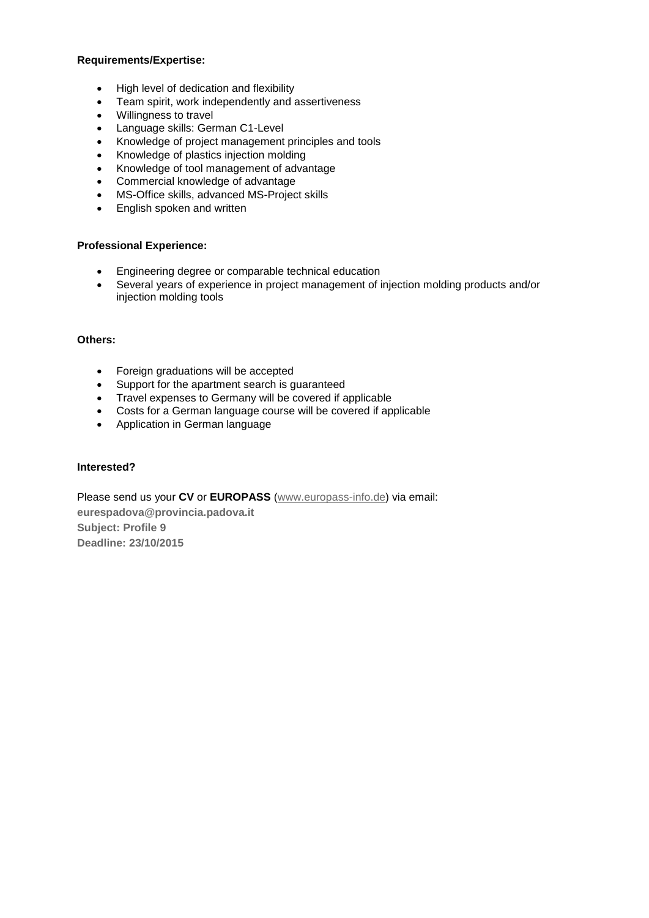**Requirements/Expertise:**

- High level of dedication and flexibility
- Team spirit, work independently and assertiveness
- Willingness to travel
- Language skills: German C1-Level
- Knowledge of project management principles and tools
- Knowledge of plastics injection molding
- Knowledge of tool management of advantage
- Commercial knowledge of advantage
- MS-Office skills, advanced MS-Project skills
- English spoken and written

**Professional Experience:**

- Engineering degree or comparable technical education
- Several years of experience in project management of injection molding products and/or injection molding tools

**Others:**

- Foreign graduations will be accepted
- Support for the apartment search is guaranteed
- Travel expenses to Germany will be covered if applicable
- Costs for a German language course will be covered if applicable
- Application in German language

**Interested?**

Please send us your **CV** or **EUROPASS** (www.europass-info.de) via email:
**eurespadova@provincia.padova.it**
**Subject: Profile 9**
**Deadline: 23/10/2015**